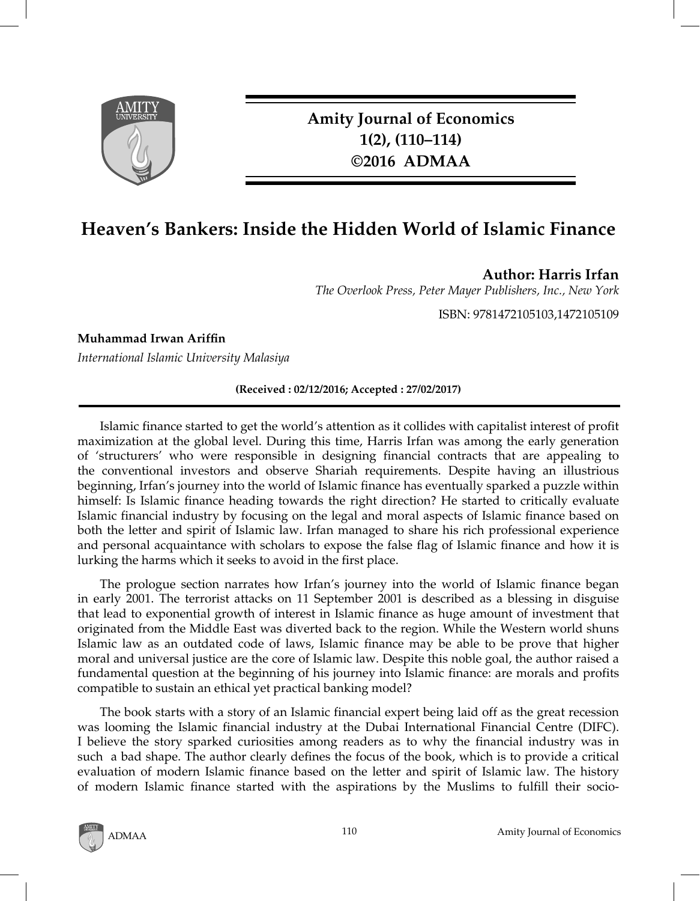**Amity Journal of Economics**
**1(2), (110–114)**
**©2016 ADMAA**

# Heaven's Bankers: Inside the Hidden World of Islamic Finance

**Author: Harris Irfan**
*The Overlook Press, Peter Mayer Publishers, Inc., New York*

ISBN: 9781472105103,1472105109

**Muhammad Irwan Ariffin**
*International Islamic University Malasiya*

**(Received : 02/12/2016; Accepted : 27/02/2017)**

Islamic finance started to get the world's attention as it collides with capitalist interest of profit maximization at the global level. During this time, Harris Irfan was among the early generation of 'structurers' who were responsible in designing financial contracts that are appealing to the conventional investors and observe Shariah requirements. Despite having an illustrious beginning, Irfan's journey into the world of Islamic finance has eventually sparked a puzzle within himself: Is Islamic finance heading towards the right direction? He started to critically evaluate Islamic financial industry by focusing on the legal and moral aspects of Islamic finance based on both the letter and spirit of Islamic law. Irfan managed to share his rich professional experience and personal acquaintance with scholars to expose the false flag of Islamic finance and how it is lurking the harms which it seeks to avoid in the first place.

The prologue section narrates how Irfan's journey into the world of Islamic finance began in early 2001. The terrorist attacks on 11 September 2001 is described as a blessing in disguise that lead to exponential growth of interest in Islamic finance as huge amount of investment that originated from the Middle East was diverted back to the region. While the Western world shuns Islamic law as an outdated code of laws, Islamic finance may be able to be prove that higher moral and universal justice are the core of Islamic law. Despite this noble goal, the author raised a fundamental question at the beginning of his journey into Islamic finance: are morals and profits compatible to sustain an ethical yet practical banking model?

The book starts with a story of an Islamic financial expert being laid off as the great recession was looming the Islamic financial industry at the Dubai International Financial Centre (DIFC). I believe the story sparked curiosities among readers as to why the financial industry was in such a bad shape. The author clearly defines the focus of the book, which is to provide a critical evaluation of modern Islamic finance based on the letter and spirit of Islamic law. The history of modern Islamic finance started with the aspirations by the Muslims to fulfill their socio-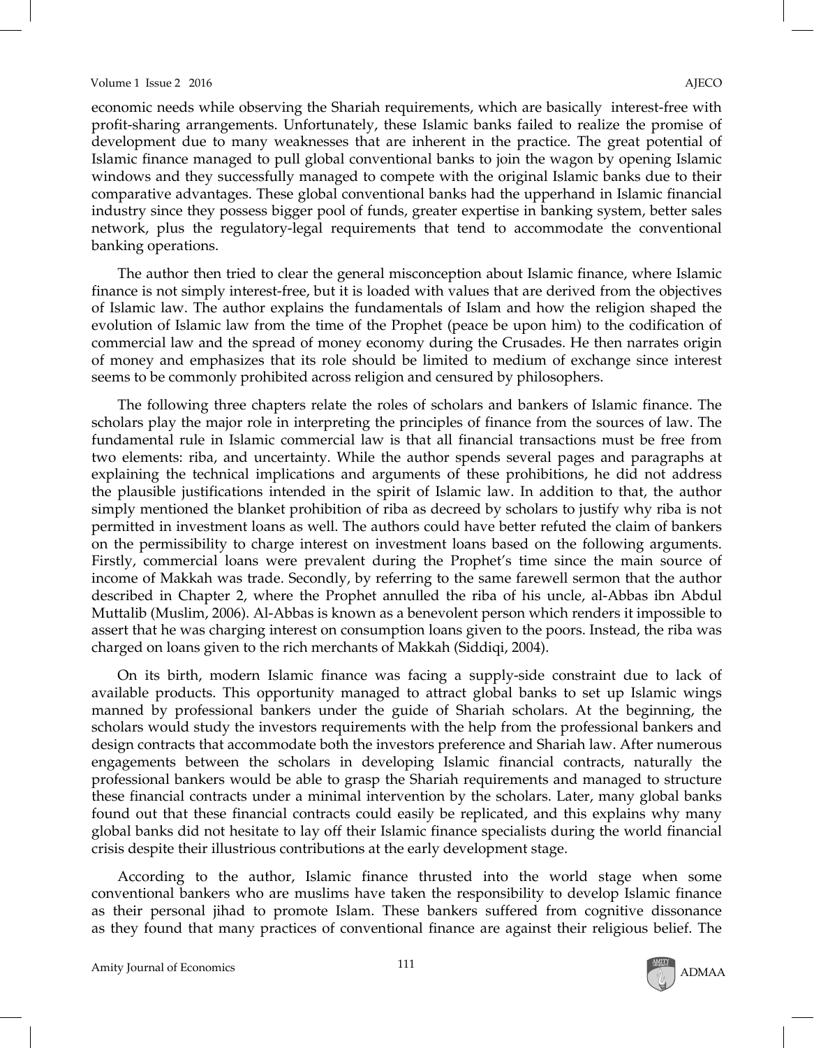economic needs while observing the Shariah requirements, which are basically interest-free with profit-sharing arrangements. Unfortunately, these Islamic banks failed to realize the promise of development due to many weaknesses that are inherent in the practice. The great potential of Islamic finance managed to pull global conventional banks to join the wagon by opening Islamic windows and they successfully managed to compete with the original Islamic banks due to their comparative advantages. These global conventional banks had the upperhand in Islamic financial industry since they possess bigger pool of funds, greater expertise in banking system, better sales network, plus the regulatory-legal requirements that tend to accommodate the conventional banking operations.

The author then tried to clear the general misconception about Islamic finance, where Islamic finance is not simply interest-free, but it is loaded with values that are derived from the objectives of Islamic law. The author explains the fundamentals of Islam and how the religion shaped the evolution of Islamic law from the time of the Prophet (peace be upon him) to the codification of commercial law and the spread of money economy during the Crusades. He then narrates origin of money and emphasizes that its role should be limited to medium of exchange since interest seems to be commonly prohibited across religion and censured by philosophers.

The following three chapters relate the roles of scholars and bankers of Islamic finance. The scholars play the major role in interpreting the principles of finance from the sources of law. The fundamental rule in Islamic commercial law is that all financial transactions must be free from two elements: riba, and uncertainty. While the author spends several pages and paragraphs at explaining the technical implications and arguments of these prohibitions, he did not address the plausible justifications intended in the spirit of Islamic law. In addition to that, the author simply mentioned the blanket prohibition of riba as decreed by scholars to justify why riba is not permitted in investment loans as well. The authors could have better refuted the claim of bankers on the permissibility to charge interest on investment loans based on the following arguments. Firstly, commercial loans were prevalent during the Prophet's time since the main source of income of Makkah was trade. Secondly, by referring to the same farewell sermon that the author described in Chapter 2, where the Prophet annulled the riba of his uncle, al-Abbas ibn Abdul Muttalib (Muslim, 2006). Al-Abbas is known as a benevolent person which renders it impossible to assert that he was charging interest on consumption loans given to the poors. Instead, the riba was charged on loans given to the rich merchants of Makkah (Siddiqi, 2004).

On its birth, modern Islamic finance was facing a supply-side constraint due to lack of available products. This opportunity managed to attract global banks to set up Islamic wings manned by professional bankers under the guide of Shariah scholars. At the beginning, the scholars would study the investors requirements with the help from the professional bankers and design contracts that accommodate both the investors preference and Shariah law. After numerous engagements between the scholars in developing Islamic financial contracts, naturally the professional bankers would be able to grasp the Shariah requirements and managed to structure these financial contracts under a minimal intervention by the scholars. Later, many global banks found out that these financial contracts could easily be replicated, and this explains why many global banks did not hesitate to lay off their Islamic finance specialists during the world financial crisis despite their illustrious contributions at the early development stage.

According to the author, Islamic finance thrusted into the world stage when some conventional bankers who are muslims have taken the responsibility to develop Islamic finance as their personal jihad to promote Islam. These bankers suffered from cognitive dissonance as they found that many practices of conventional finance are against their religious belief. The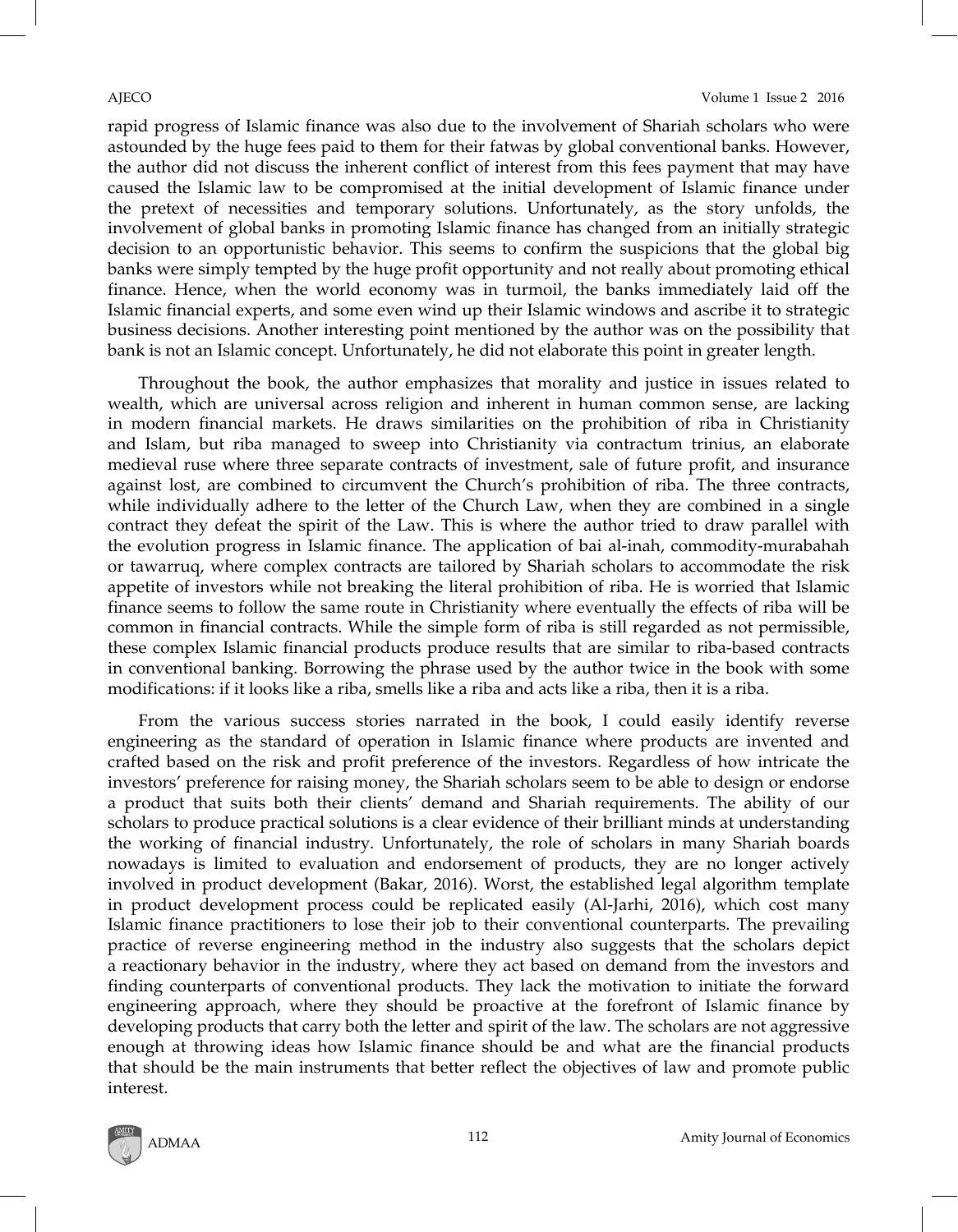rapid progress of Islamic finance was also due to the involvement of Shariah scholars who were astounded by the huge fees paid to them for their fatwas by global conventional banks. However, the author did not discuss the inherent conflict of interest from this fees payment that may have caused the Islamic law to be compromised at the initial development of Islamic finance under the pretext of necessities and temporary solutions. Unfortunately, as the story unfolds, the involvement of global banks in promoting Islamic finance has changed from an initially strategic decision to an opportunistic behavior. This seems to confirm the suspicions that the global big banks were simply tempted by the huge profit opportunity and not really about promoting ethical finance. Hence, when the world economy was in turmoil, the banks immediately laid off the Islamic financial experts, and some even wind up their Islamic windows and ascribe it to strategic business decisions. Another interesting point mentioned by the author was on the possibility that bank is not an Islamic concept. Unfortunately, he did not elaborate this point in greater length.

Throughout the book, the author emphasizes that morality and justice in issues related to wealth, which are universal across religion and inherent in human common sense, are lacking in modern financial markets. He draws similarities on the prohibition of riba in Christianity and Islam, but riba managed to sweep into Christianity via contractum trinius, an elaborate medieval ruse where three separate contracts of investment, sale of future profit, and insurance against lost, are combined to circumvent the Church's prohibition of riba. The three contracts, while individually adhere to the letter of the Church Law, when they are combined in a single contract they defeat the spirit of the Law. This is where the author tried to draw parallel with the evolution progress in Islamic finance. The application of bai al-inah, commodity-murabahah or tawarruq, where complex contracts are tailored by Shariah scholars to accommodate the risk appetite of investors while not breaking the literal prohibition of riba. He is worried that Islamic finance seems to follow the same route in Christianity where eventually the effects of riba will be common in financial contracts. While the simple form of riba is still regarded as not permissible, these complex Islamic financial products produce results that are similar to riba-based contracts in conventional banking. Borrowing the phrase used by the author twice in the book with some modifications: if it looks like a riba, smells like a riba and acts like a riba, then it is a riba.

From the various success stories narrated in the book, I could easily identify reverse engineering as the standard of operation in Islamic finance where products are invented and crafted based on the risk and profit preference of the investors. Regardless of how intricate the investors' preference for raising money, the Shariah scholars seem to be able to design or endorse a product that suits both their clients' demand and Shariah requirements. The ability of our scholars to produce practical solutions is a clear evidence of their brilliant minds at understanding the working of financial industry. Unfortunately, the role of scholars in many Shariah boards nowadays is limited to evaluation and endorsement of products, they are no longer actively involved in product development (Bakar, 2016). Worst, the established legal algorithm template in product development process could be replicated easily (Al-Jarhi, 2016), which cost many Islamic finance practitioners to lose their job to their conventional counterparts. The prevailing practice of reverse engineering method in the industry also suggests that the scholars depict a reactionary behavior in the industry, where they act based on demand from the investors and finding counterparts of conventional products. They lack the motivation to initiate the forward engineering approach, where they should be proactive at the forefront of Islamic finance by developing products that carry both the letter and spirit of the law. The scholars are not aggressive enough at throwing ideas how Islamic finance should be and what are the financial products that should be the main instruments that better reflect the objectives of law and promote public interest.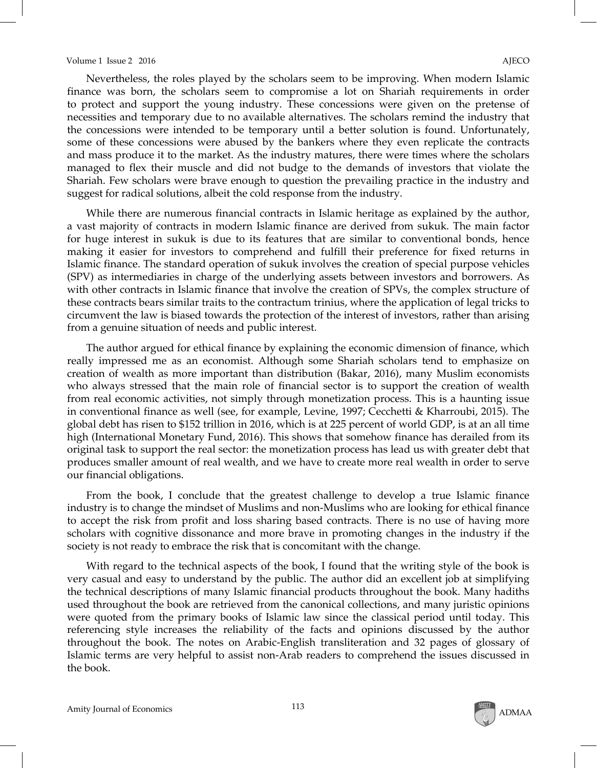Nevertheless, the roles played by the scholars seem to be improving. When modern Islamic finance was born, the scholars seem to compromise a lot on Shariah requirements in order to protect and support the young industry. These concessions were given on the pretense of necessities and temporary due to no available alternatives. The scholars remind the industry that the concessions were intended to be temporary until a better solution is found. Unfortunately, some of these concessions were abused by the bankers where they even replicate the contracts and mass produce it to the market. As the industry matures, there were times where the scholars managed to flex their muscle and did not budge to the demands of investors that violate the Shariah. Few scholars were brave enough to question the prevailing practice in the industry and suggest for radical solutions, albeit the cold response from the industry.

While there are numerous financial contracts in Islamic heritage as explained by the author, a vast majority of contracts in modern Islamic finance are derived from sukuk. The main factor for huge interest in sukuk is due to its features that are similar to conventional bonds, hence making it easier for investors to comprehend and fulfill their preference for fixed returns in Islamic finance. The standard operation of sukuk involves the creation of special purpose vehicles (SPV) as intermediaries in charge of the underlying assets between investors and borrowers. As with other contracts in Islamic finance that involve the creation of SPVs, the complex structure of these contracts bears similar traits to the contractum trinius, where the application of legal tricks to circumvent the law is biased towards the protection of the interest of investors, rather than arising from a genuine situation of needs and public interest.

The author argued for ethical finance by explaining the economic dimension of finance, which really impressed me as an economist. Although some Shariah scholars tend to emphasize on creation of wealth as more important than distribution (Bakar, 2016), many Muslim economists who always stressed that the main role of financial sector is to support the creation of wealth from real economic activities, not simply through monetization process. This is a haunting issue in conventional finance as well (see, for example, Levine, 1997; Cecchetti & Kharroubi, 2015). The global debt has risen to $152 trillion in 2016, which is at 225 percent of world GDP, is at an all time high (International Monetary Fund, 2016). This shows that somehow finance has derailed from its original task to support the real sector: the monetization process has lead us with greater debt that produces smaller amount of real wealth, and we have to create more real wealth in order to serve our financial obligations.

From the book, I conclude that the greatest challenge to develop a true Islamic finance industry is to change the mindset of Muslims and non-Muslims who are looking for ethical finance to accept the risk from profit and loss sharing based contracts. There is no use of having more scholars with cognitive dissonance and more brave in promoting changes in the industry if the society is not ready to embrace the risk that is concomitant with the change.

With regard to the technical aspects of the book, I found that the writing style of the book is very casual and easy to understand by the public. The author did an excellent job at simplifying the technical descriptions of many Islamic financial products throughout the book. Many hadiths used throughout the book are retrieved from the canonical collections, and many juristic opinions were quoted from the primary books of Islamic law since the classical period until today. This referencing style increases the reliability of the facts and opinions discussed by the author throughout the book. The notes on Arabic-English transliteration and 32 pages of glossary of Islamic terms are very helpful to assist non-Arab readers to comprehend the issues discussed in the book.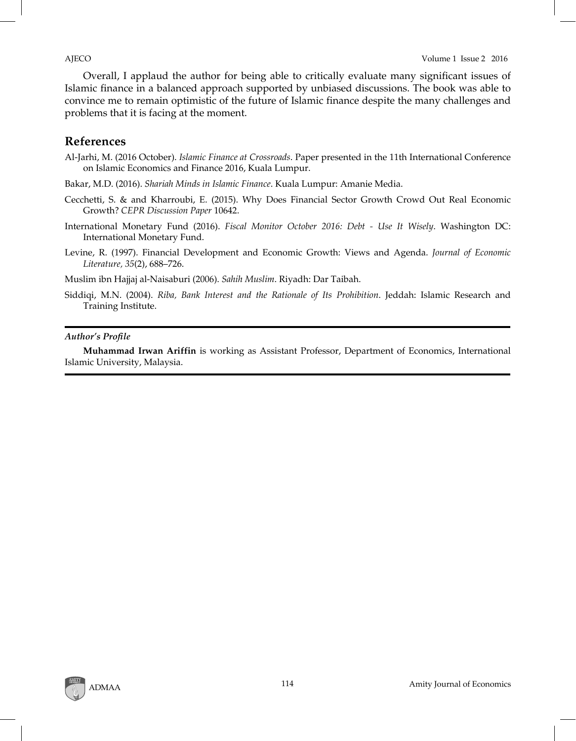Overall, I applaud the author for being able to critically evaluate many significant issues of Islamic finance in a balanced approach supported by unbiased discussions. The book was able to convince me to remain optimistic of the future of Islamic finance despite the many challenges and problems that it is facing at the moment.

## References

Al-Jarhi, M. (2016 October). *Islamic Finance at Crossroads*. Paper presented in the 11th International Conference on Islamic Economics and Finance 2016, Kuala Lumpur.

Bakar, M.D. (2016). *Shariah Minds in Islamic Finance*. Kuala Lumpur: Amanie Media.

Cecchetti, S. & and Kharroubi, E. (2015). Why Does Financial Sector Growth Crowd Out Real Economic Growth? *CEPR Discussion Paper* 10642.

International Monetary Fund (2016). *Fiscal Monitor October 2016: Debt - Use It Wisely*. Washington DC: International Monetary Fund.

Levine, R. (1997). Financial Development and Economic Growth: Views and Agenda. *Journal of Economic Literature, 35*(2), 688–726.

Muslim ibn Hajjaj al-Naisaburi (2006). *Sahih Muslim*. Riyadh: Dar Taibah.

Siddiqi, M.N. (2004). *Riba, Bank Interest and the Rationale of Its Prohibition*. Jeddah: Islamic Research and Training Institute.

***Author's Profile***

**Muhammad Irwan Ariffin** is working as Assistant Professor, Department of Economics, International Islamic University, Malaysia.